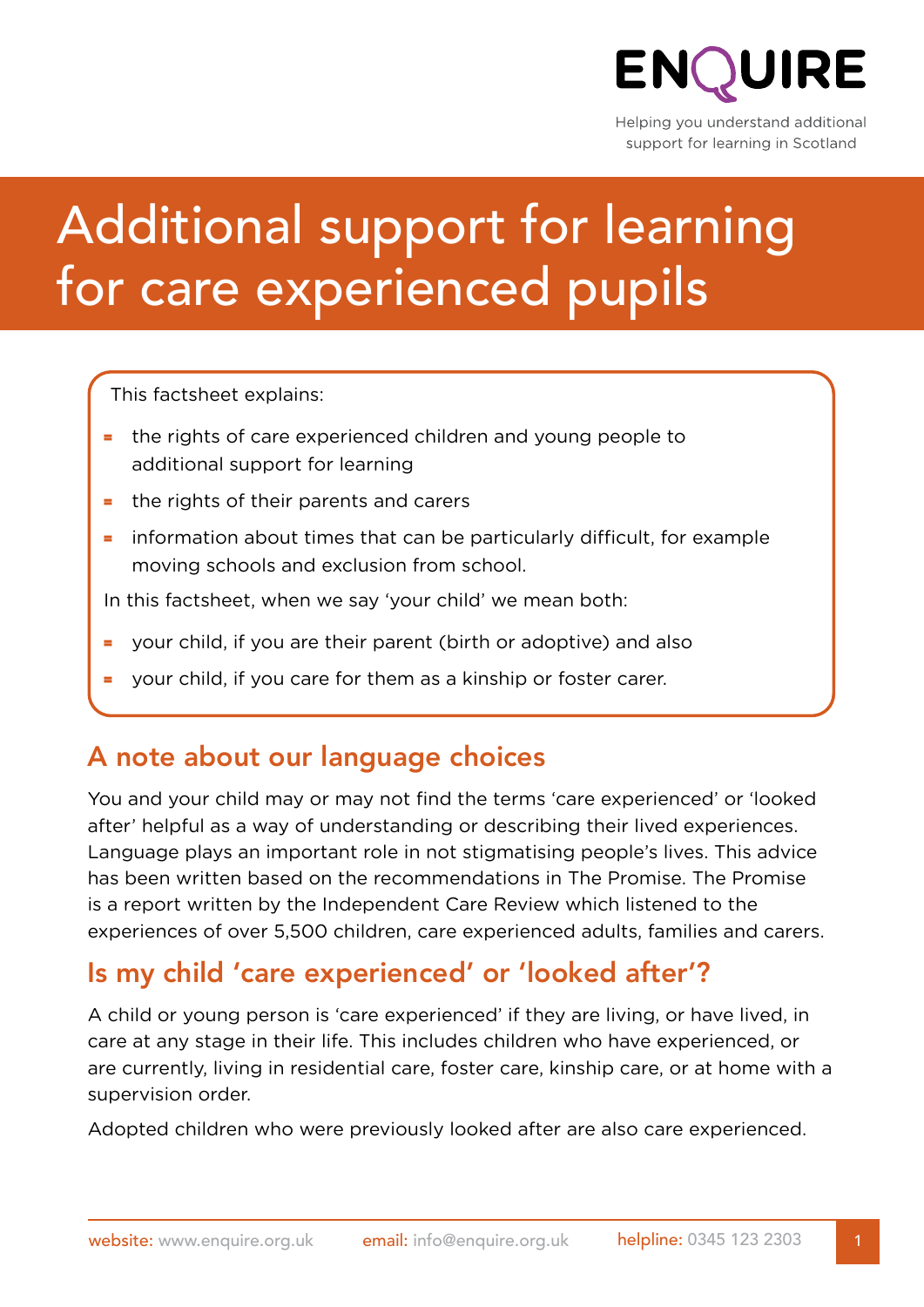ENQUIRE

Helping you understand additional support for learning in Scotland

# Additional support for learning for care experienced pupils

This factsheet explains:

- the rights of care experienced children and young people to additional support for learning
- the rights of their parents and carers
- information about times that can be particularly difficult, for example moving schools and exclusion from school.

In this factsheet, when we say 'your child' we mean both:

- your child, if you are their parent (birth or adoptive) and also
- your child, if you care for them as a kinship or foster carer.

## A note about our language choices

You and your child may or may not find the terms 'care experienced' or 'looked after' helpful as a way of understanding or describing their lived experiences. Language plays an important role in not stigmatising people's lives. This advice has been written based on the recommendations in The Promise. The Promise is a report written by the Independent Care Review which listened to the experiences of over 5,500 children, care experienced adults, families and carers.

## Is my child 'care experienced' or 'looked after'?

A child or young person is 'care experienced' if they are living, or have lived, in care at any stage in their life. This includes children who have experienced, or are currently, living in residential care, foster care, kinship care, or at home with a supervision order.

Adopted children who were previously looked after are also care experienced.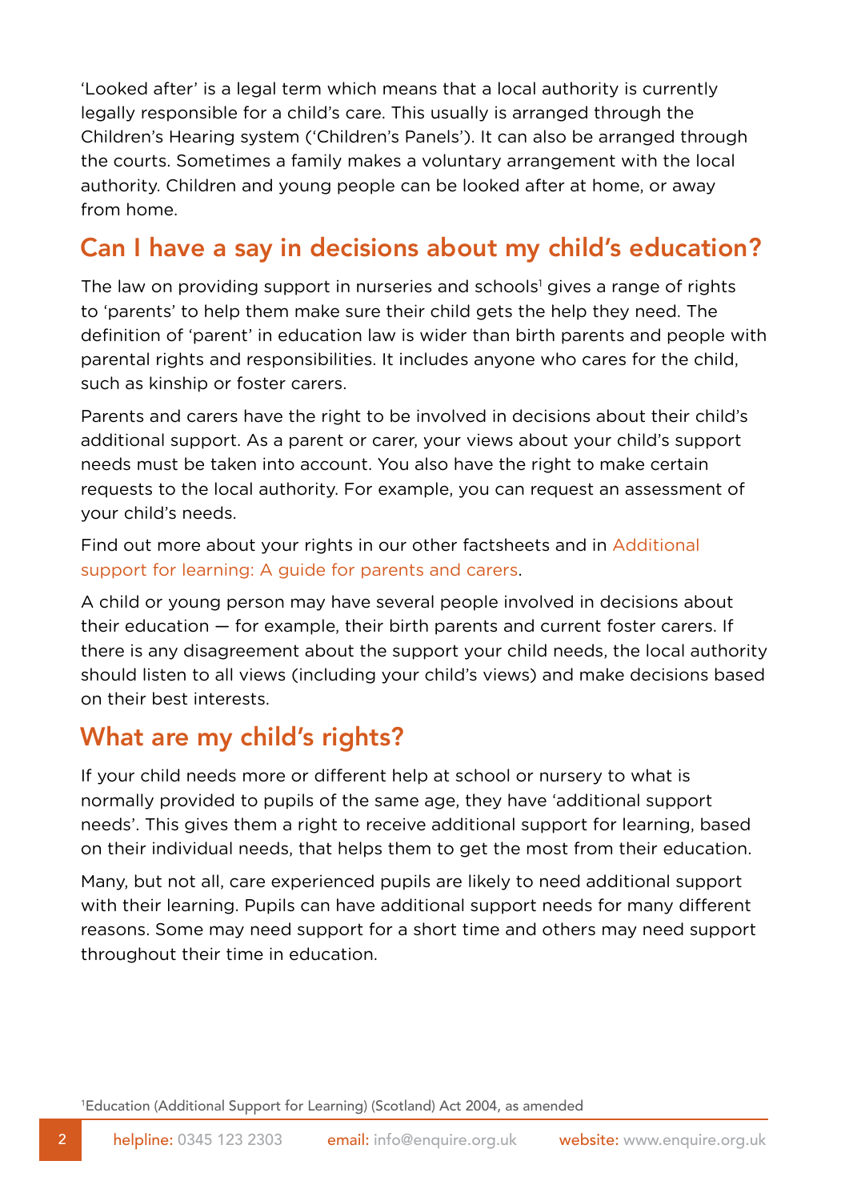'Looked after' is a legal term which means that a local authority is currently legally responsible for a child's care. This usually is arranged through the Children's Hearing system ('Children's Panels'). It can also be arranged through the courts. Sometimes a family makes a voluntary arrangement with the local authority. Children and young people can be looked after at home, or away from home.

## Can I have a say in decisions about my child's education?

The law on providing support in nurseries and schools[1] gives a range of rights to 'parents' to help them make sure their child gets the help they need. The definition of 'parent' in education law is wider than birth parents and people with parental rights and responsibilities. It includes anyone who cares for the child, such as kinship or foster carers.

Parents and carers have the right to be involved in decisions about their child's additional support. As a parent or carer, your views about your child's support needs must be taken into account. You also have the right to make certain requests to the local authority. For example, you can request an assessment of your child's needs.

Find out more about your rights in our other factsheets and in Additional support for learning: A guide for parents and carers.

A child or young person may have several people involved in decisions about their education — for example, their birth parents and current foster carers. If there is any disagreement about the support your child needs, the local authority should listen to all views (including your child's views) and make decisions based on their best interests.

## What are my child's rights?

If your child needs more or different help at school or nursery to what is normally provided to pupils of the same age, they have 'additional support needs'. This gives them a right to receive additional support for learning, based on their individual needs, that helps them to get the most from their education.

Many, but not all, care experienced pupils are likely to need additional support with their learning. Pupils can have additional support needs for many different reasons. Some may need support for a short time and others may need support throughout their time in education.

[1] Education (Additional Support for Learning) (Scotland) Act 2004, as amended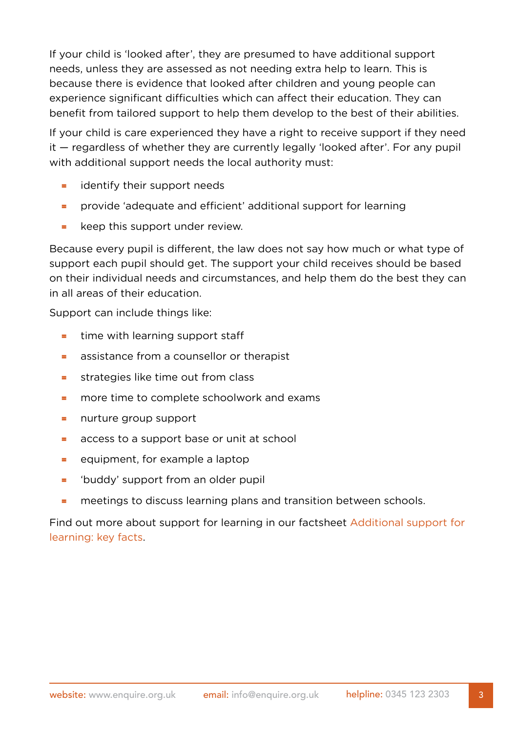If your child is 'looked after', they are presumed to have additional support needs, unless they are assessed as not needing extra help to learn. This is because there is evidence that looked after children and young people can experience significant difficulties which can affect their education. They can benefit from tailored support to help them develop to the best of their abilities.

If your child is care experienced they have a right to receive support if they need it — regardless of whether they are currently legally 'looked after'. For any pupil with additional support needs the local authority must:

- identify their support needs
- provide 'adequate and efficient' additional support for learning
- keep this support under review.

Because every pupil is different, the law does not say how much or what type of support each pupil should get. The support your child receives should be based on their individual needs and circumstances, and help them do the best they can in all areas of their education.

Support can include things like:

- time with learning support staff
- assistance from a counsellor or therapist
- strategies like time out from class
- more time to complete schoolwork and exams
- nurture group support
- access to a support base or unit at school
- equipment, for example a laptop
- 'buddy' support from an older pupil
- meetings to discuss learning plans and transition between schools.

Find out more about support for learning in our factsheet Additional support for learning: key facts.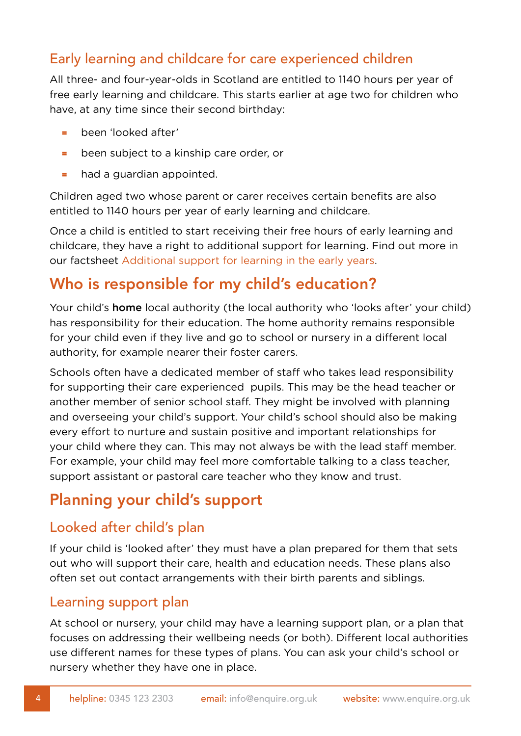### Early learning and childcare for care experienced children

All three- and four-year-olds in Scotland are entitled to 1140 hours per year of free early learning and childcare. This starts earlier at age two for children who have, at any time since their second birthday:

- been 'looked after'
- been subject to a kinship care order, or
- had a guardian appointed.

Children aged two whose parent or carer receives certain benefits are also entitled to 1140 hours per year of early learning and childcare.

Once a child is entitled to start receiving their free hours of early learning and childcare, they have a right to additional support for learning. Find out more in our factsheet Additional support for learning in the early years.

## Who is responsible for my child's education?

Your child's **home** local authority (the local authority who 'looks after' your child) has responsibility for their education. The home authority remains responsible for your child even if they live and go to school or nursery in a different local authority, for example nearer their foster carers.

Schools often have a dedicated member of staff who takes lead responsibility for supporting their care experienced pupils. This may be the head teacher or another member of senior school staff. They might be involved with planning and overseeing your child's support. Your child's school should also be making every effort to nurture and sustain positive and important relationships for your child where they can. This may not always be with the lead staff member. For example, your child may feel more comfortable talking to a class teacher, support assistant or pastoral care teacher who they know and trust.

## Planning your child's support

### Looked after child's plan

If your child is 'looked after' they must have a plan prepared for them that sets out who will support their care, health and education needs. These plans also often set out contact arrangements with their birth parents and siblings.

### Learning support plan

At school or nursery, your child may have a learning support plan, or a plan that focuses on addressing their wellbeing needs (or both). Different local authorities use different names for these types of plans. You can ask your child's school or nursery whether they have one in place.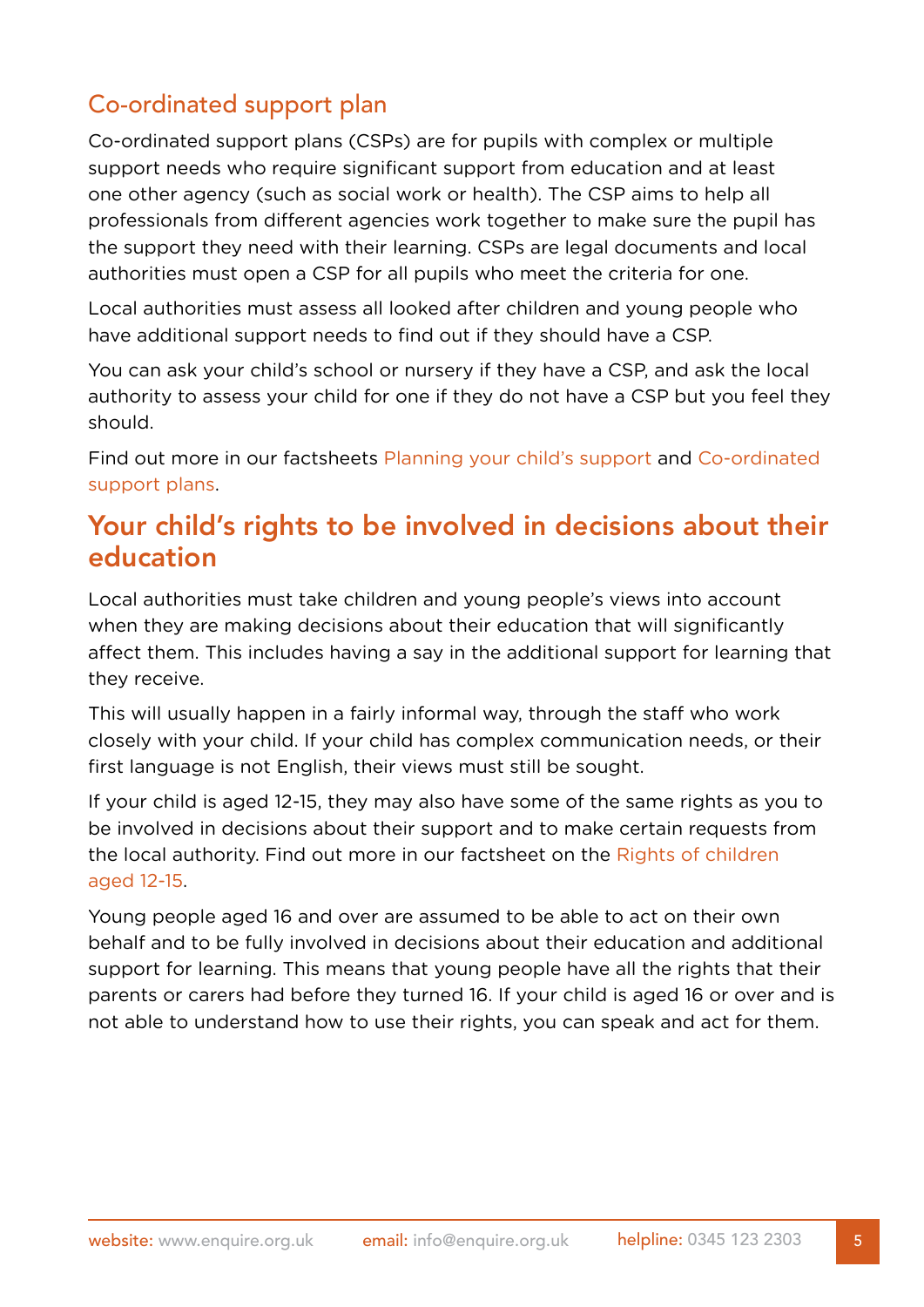### Co-ordinated support plan

Co-ordinated support plans (CSPs) are for pupils with complex or multiple support needs who require significant support from education and at least one other agency (such as social work or health). The CSP aims to help all professionals from different agencies work together to make sure the pupil has the support they need with their learning. CSPs are legal documents and local authorities must open a CSP for all pupils who meet the criteria for one.

Local authorities must assess all looked after children and young people who have additional support needs to find out if they should have a CSP.

You can ask your child's school or nursery if they have a CSP, and ask the local authority to assess your child for one if they do not have a CSP but you feel they should.

Find out more in our factsheets Planning your child's support and Co-ordinated support plans.

## Your child's rights to be involved in decisions about their education

Local authorities must take children and young people's views into account when they are making decisions about their education that will significantly affect them. This includes having a say in the additional support for learning that they receive.

This will usually happen in a fairly informal way, through the staff who work closely with your child. If your child has complex communication needs, or their first language is not English, their views must still be sought.

If your child is aged 12-15, they may also have some of the same rights as you to be involved in decisions about their support and to make certain requests from the local authority. Find out more in our factsheet on the Rights of children aged 12-15.

Young people aged 16 and over are assumed to be able to act on their own behalf and to be fully involved in decisions about their education and additional support for learning. This means that young people have all the rights that their parents or carers had before they turned 16. If your child is aged 16 or over and is not able to understand how to use their rights, you can speak and act for them.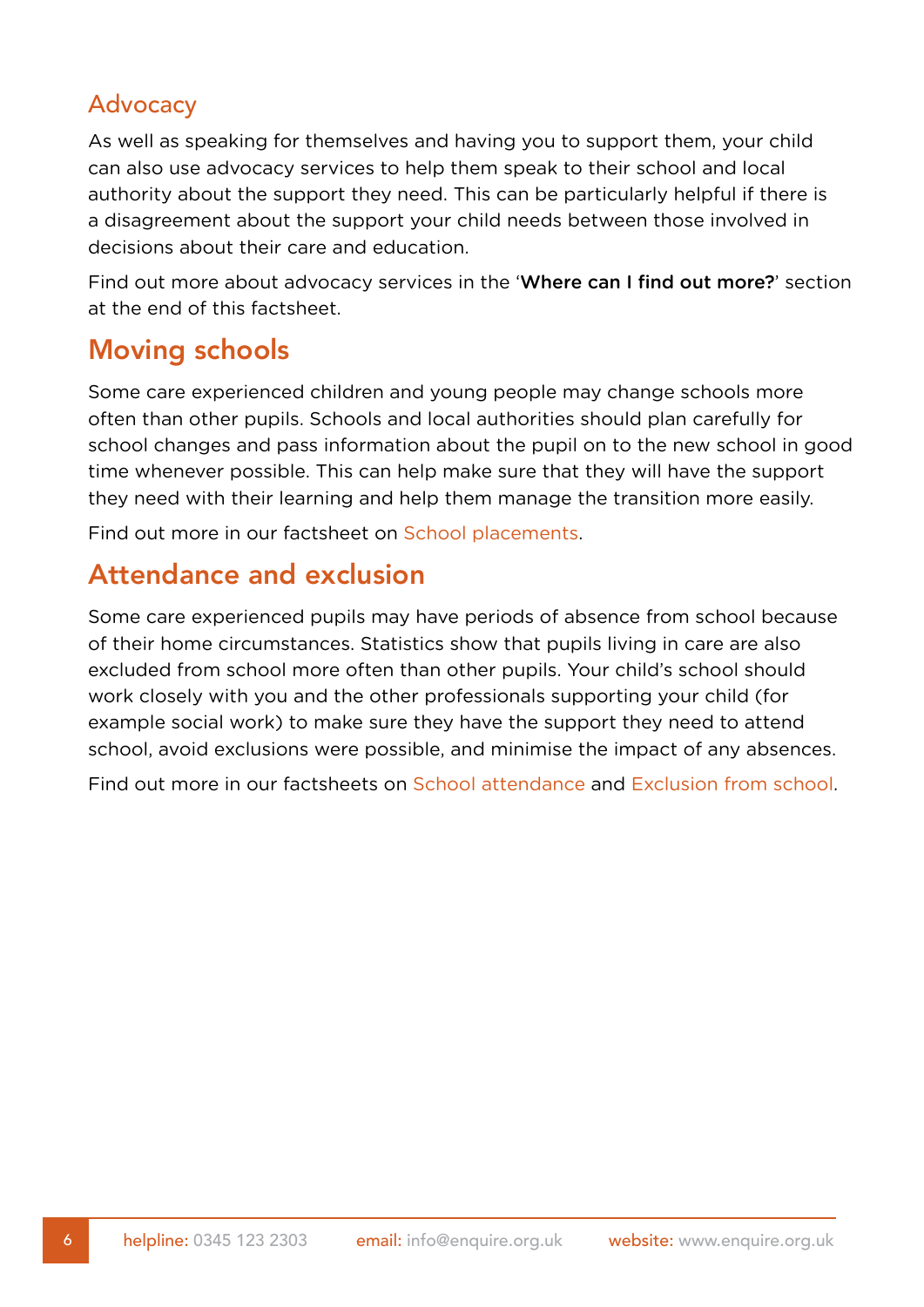### Advocacy

As well as speaking for themselves and having you to support them, your child can also use advocacy services to help them speak to their school and local authority about the support they need. This can be particularly helpful if there is a disagreement about the support your child needs between those involved in decisions about their care and education.

Find out more about advocacy services in the '**Where can I find out more?**' section at the end of this factsheet.

## Moving schools

Some care experienced children and young people may change schools more often than other pupils. Schools and local authorities should plan carefully for school changes and pass information about the pupil on to the new school in good time whenever possible. This can help make sure that they will have the support they need with their learning and help them manage the transition more easily.

Find out more in our factsheet on School placements.

## Attendance and exclusion

Some care experienced pupils may have periods of absence from school because of their home circumstances. Statistics show that pupils living in care are also excluded from school more often than other pupils. Your child's school should work closely with you and the other professionals supporting your child (for example social work) to make sure they have the support they need to attend school, avoid exclusions were possible, and minimise the impact of any absences.

Find out more in our factsheets on School attendance and Exclusion from school.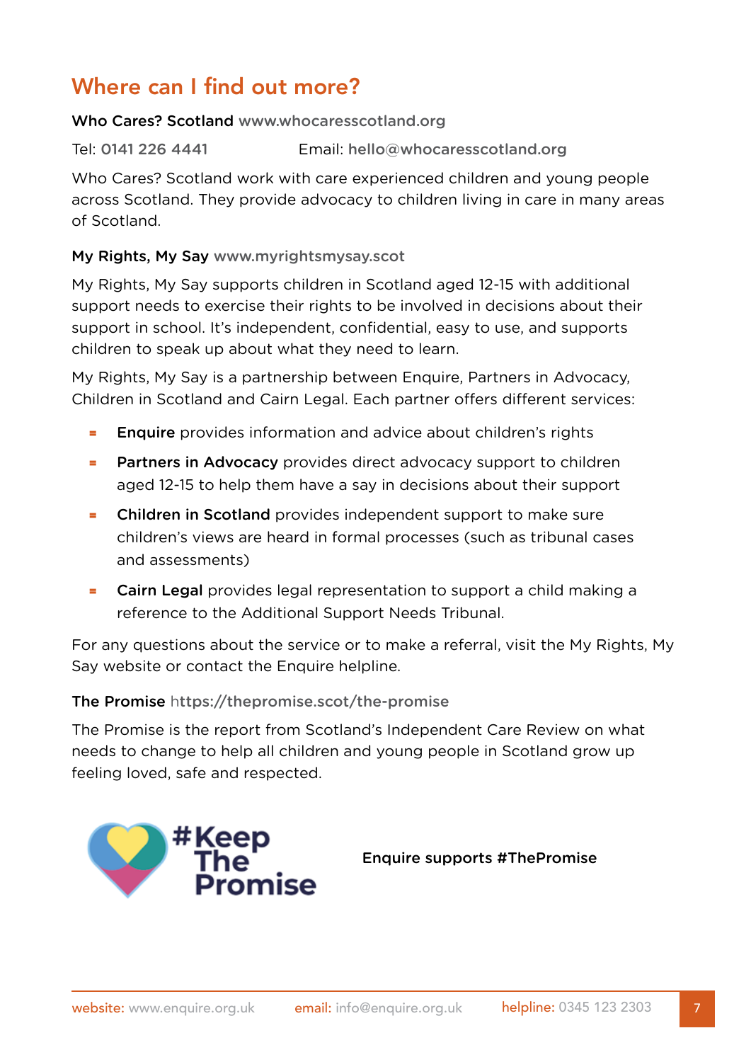## Where can I find out more?

**Who Cares? Scotland** www.whocaresscotland.org

Tel: 0141 226 4441 Email: hello@whocaresscotland.org

Who Cares? Scotland work with care experienced children and young people across Scotland. They provide advocacy to children living in care in many areas of Scotland.

**My Rights, My Say** www.myrightsmysay.scot

My Rights, My Say supports children in Scotland aged 12-15 with additional support needs to exercise their rights to be involved in decisions about their support in school. It's independent, confidential, easy to use, and supports children to speak up about what they need to learn.

My Rights, My Say is a partnership between Enquire, Partners in Advocacy, Children in Scotland and Cairn Legal. Each partner offers different services:

- **Enquire** provides information and advice about children's rights
- **Partners in Advocacy** provides direct advocacy support to children aged 12-15 to help them have a say in decisions about their support
- **Children in Scotland** provides independent support to make sure children's views are heard in formal processes (such as tribunal cases and assessments)
- **Cairn Legal** provides legal representation to support a child making a reference to the Additional Support Needs Tribunal.

For any questions about the service or to make a referral, visit the My Rights, My Say website or contact the Enquire helpline.

**The Promise** https://thepromise.scot/the-promise

The Promise is the report from Scotland's Independent Care Review on what needs to change to help all children and young people in Scotland grow up feeling loved, safe and respected.

#Keep The Promise

**Enquire supports #ThePromise**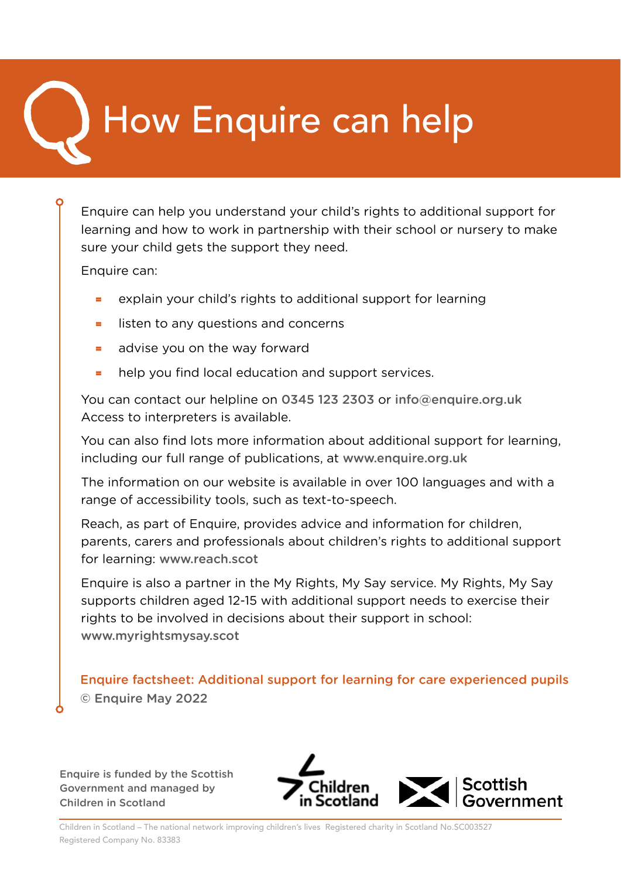# How Enquire can help

Enquire can help you understand your child's rights to additional support for learning and how to work in partnership with their school or nursery to make sure your child gets the support they need.

Enquire can:

- explain your child's rights to additional support for learning
- listen to any questions and concerns
- advise you on the way forward
- help you find local education and support services.

You can contact our helpline on **0345 123 2303** or **info@enquire.org.uk** Access to interpreters is available.

You can also find lots more information about additional support for learning, including our full range of publications, at **www.enquire.org.uk**

The information on our website is available in over 100 languages and with a range of accessibility tools, such as text-to-speech.

Reach, as part of Enquire, provides advice and information for children, parents, carers and professionals about children's rights to additional support for learning: **www.reach.scot**

Enquire is also a partner in the My Rights, My Say service. My Rights, My Say supports children aged 12-15 with additional support needs to exercise their rights to be involved in decisions about their support in school: **www.myrightsmysay.scot**

**Enquire factsheet: Additional support for learning for care experienced pupils**
© Enquire May 2022

Enquire is funded by the Scottish Government and managed by Children in Scotland

Children in Scotland

Scottish Government

Children in Scotland – The national network improving children's lives Registered charity in Scotland No.SC003527
Registered Company No. 83383